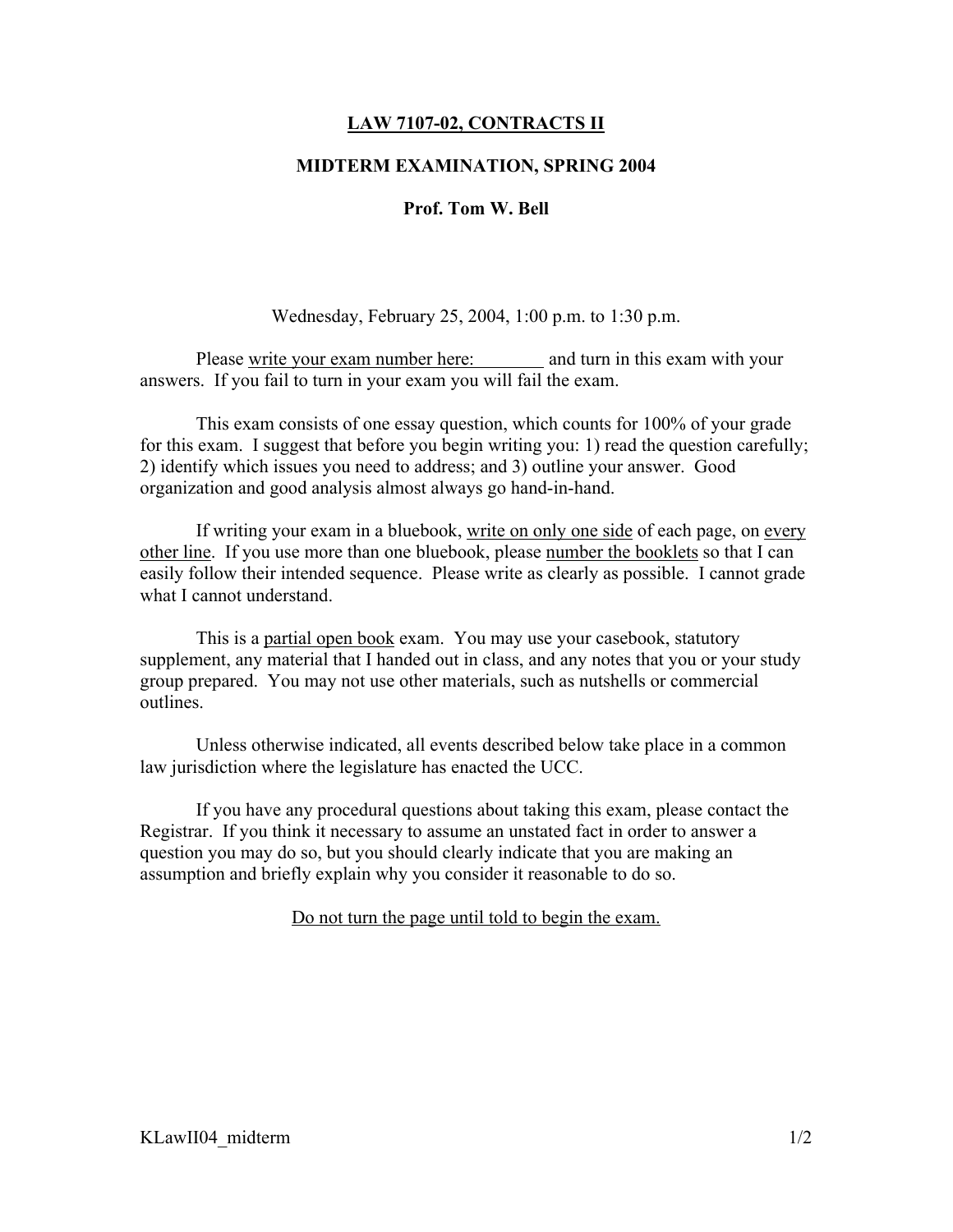**LAW 7107-02, CONTRACTS II**

**MIDTERM EXAMINATION, SPRING 2004**

**Prof. Tom W. Bell**

Wednesday, February 25, 2004, 1:00 p.m. to 1:30 p.m.

Please write your exam number here:\_\_\_\_\_\_\_\_ and turn in this exam with your answers. If you fail to turn in your exam you will fail the exam.

This exam consists of one essay question, which counts for 100% of your grade for this exam. I suggest that before you begin writing you: 1) read the question carefully; 2) identify which issues you need to address; and 3) outline your answer. Good organization and good analysis almost always go hand-in-hand.

If writing your exam in a bluebook, write on only one side of each page, on every other line. If you use more than one bluebook, please number the booklets so that I can easily follow their intended sequence. Please write as clearly as possible. I cannot grade what I cannot understand.

This is a partial open book exam. You may use your casebook, statutory supplement, any material that I handed out in class, and any notes that you or your study group prepared. You may not use other materials, such as nutshells or commercial outlines.

Unless otherwise indicated, all events described below take place in a common law jurisdiction where the legislature has enacted the UCC.

If you have any procedural questions about taking this exam, please contact the Registrar. If you think it necessary to assume an unstated fact in order to answer a question you may do so, but you should clearly indicate that you are making an assumption and briefly explain why you consider it reasonable to do so.

Do not turn the page until told to begin the exam.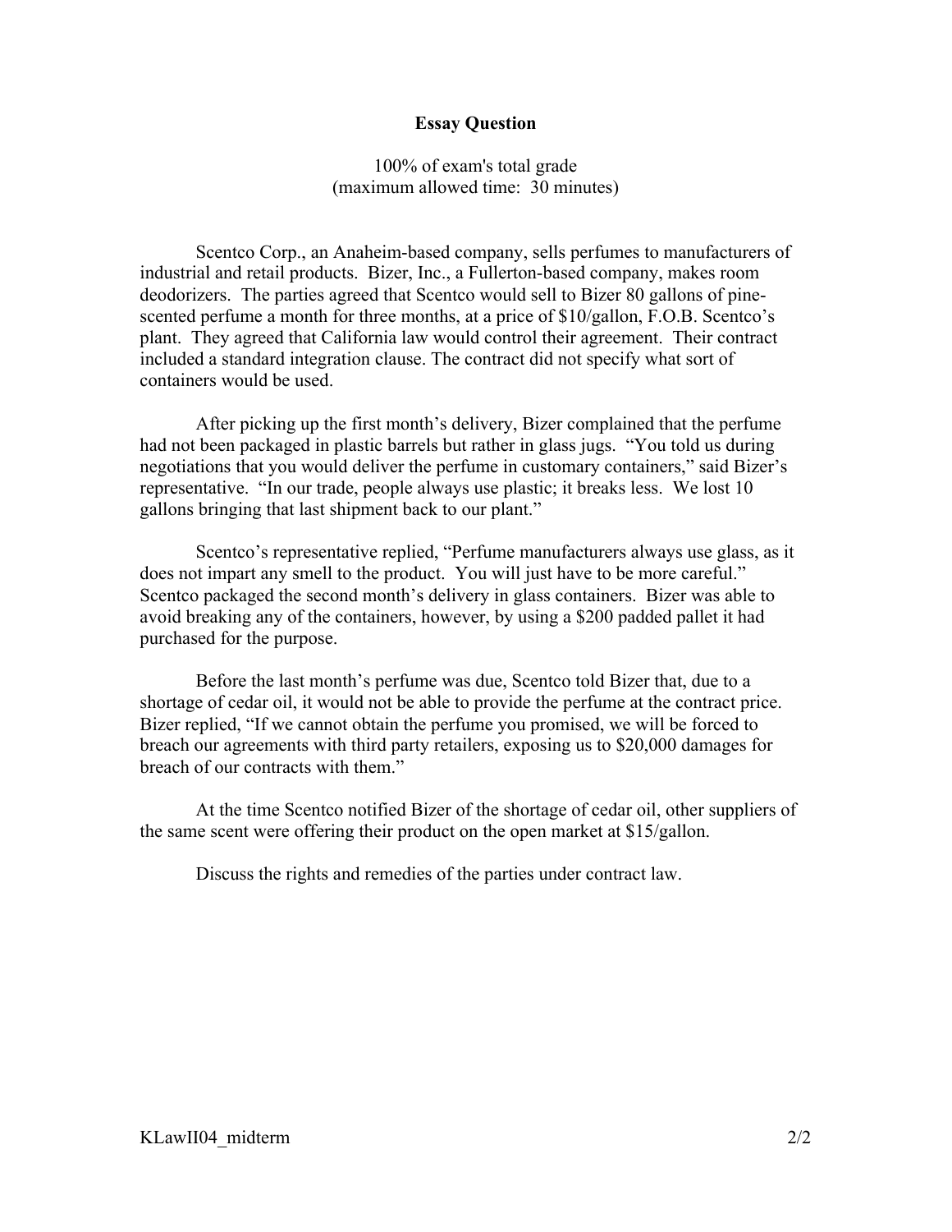**Essay Question**

100% of exam's total grade
(maximum allowed time: 30 minutes)

Scentco Corp., an Anaheim-based company, sells perfumes to manufacturers of industrial and retail products. Bizer, Inc., a Fullerton-based company, makes room deodorizers. The parties agreed that Scentco would sell to Bizer 80 gallons of pine-scented perfume a month for three months, at a price of $10/gallon, F.O.B. Scentco's plant. They agreed that California law would control their agreement. Their contract included a standard integration clause. The contract did not specify what sort of containers would be used.

After picking up the first month's delivery, Bizer complained that the perfume had not been packaged in plastic barrels but rather in glass jugs. "You told us during negotiations that you would deliver the perfume in customary containers," said Bizer's representative. "In our trade, people always use plastic; it breaks less. We lost 10 gallons bringing that last shipment back to our plant."

Scentco's representative replied, "Perfume manufacturers always use glass, as it does not impart any smell to the product. You will just have to be more careful." Scentco packaged the second month's delivery in glass containers. Bizer was able to avoid breaking any of the containers, however, by using a $200 padded pallet it had purchased for the purpose.

Before the last month's perfume was due, Scentco told Bizer that, due to a shortage of cedar oil, it would not be able to provide the perfume at the contract price. Bizer replied, "If we cannot obtain the perfume you promised, we will be forced to breach our agreements with third party retailers, exposing us to $20,000 damages for breach of our contracts with them."

At the time Scentco notified Bizer of the shortage of cedar oil, other suppliers of the same scent were offering their product on the open market at $15/gallon.

Discuss the rights and remedies of the parties under contract law.